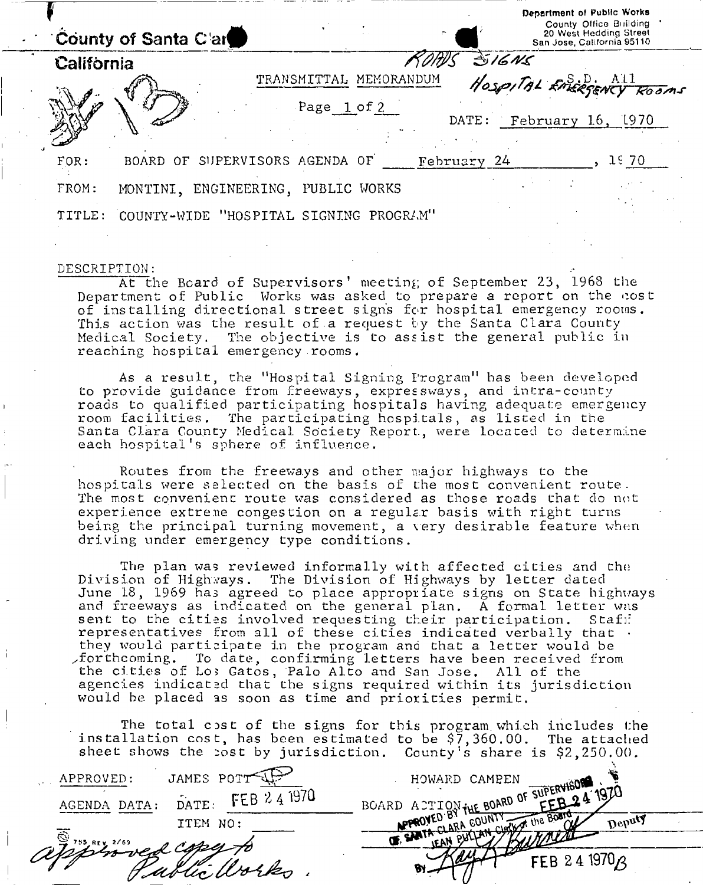County of Santa Clara

California

Department of Public Works
County Office Building
20 West Hedding Street
San Jose, California 95110

ROADS SIGNS

TRANSMITTAL MEMORANDUM

HOSPITAL EMERGENCY ROOMS S.D. All

Page 1 of 2

DATE: February 16, 1970

FOR: BOARD OF SUPERVISORS AGENDA OF February 24, 1970

FROM: MONTINI, ENGINEERING, PUBLIC WORKS

TITLE: COUNTY-WIDE "HOSPITAL SIGNING PROGRAM"

DESCRIPTION:

At the Board of Supervisors' meeting of September 23, 1968 the Department of Public Works was asked to prepare a report on the cost of installing directional street signs for hospital emergency rooms. This action was the result of a request by the Santa Clara County Medical Society. The objective is to assist the general public in reaching hospital emergency rooms.

As a result, the "Hospital Signing Program" has been developed to provide guidance from freeways, expressways, and intra-county roads to qualified participating hospitals having adequate emergency room facilities. The participating hospitals, as listed in the Santa Clara County Medical Society Report, were located to determine each hospital's sphere of influence.

Routes from the freeways and other major highways to the hospitals were selected on the basis of the most convenient route. The most convenient route was considered as those roads that do not experience extreme congestion on a regular basis with right turns being the principal turning movement, a very desirable feature when driving under emergency type conditions.

The plan was reviewed informally with affected cities and the Division of Highways. The Division of Highways by letter dated June 18, 1969 has agreed to place appropriate signs on State highways and freeways as indicated on the general plan. A formal letter was sent to the cities involved requesting their participation. Staff representatives from all of these cities indicated verbally that they would participate in the program and that a letter would be forthcoming. To date, confirming letters have been received from the cities of Los Gatos, Palo Alto and San Jose. All of the agencies indicated that the signs required within its jurisdiction would be placed as soon as time and priorities permit.

The total cost of the signs for this program which includes the installation cost, has been estimated to be $7,360.00. The attached sheet shows the cost by jurisdiction. County's share is $2,250.00.

APPROVED: JAMES POTT

AGENDA DATA: DATE: FEB 24 1970

ITEM NO:

HOWARD CAMPEN

BOARD ACTION: APPROVED BY THE BOARD OF SUPERVISORS OF SANTA CLARA COUNTY FEB 24 1970
JEAN PULLAN Clerk of the Board
By Kay K. Burnett Deputy

FEB 24 1970

approved copy to Public Works.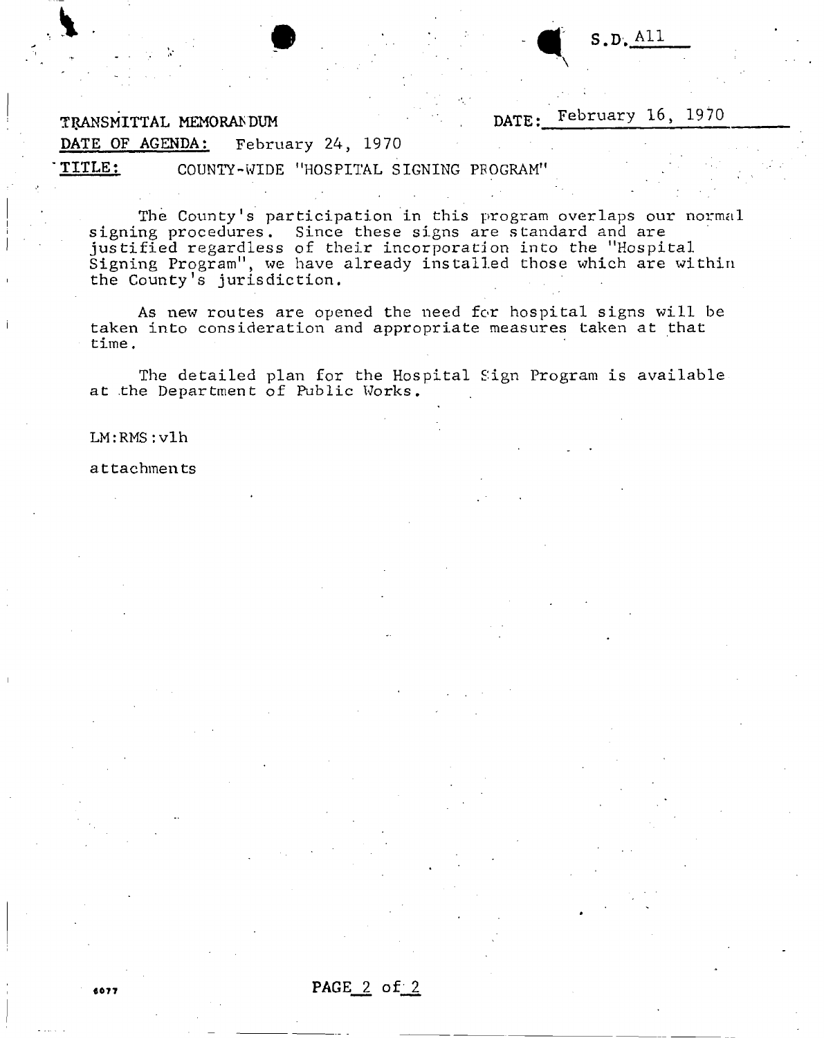S.D. A11

TRANSMITTAL MEMORANDUM

DATE: February 16, 1970

DATE OF AGENDA: February 24, 1970

TITLE: COUNTY-WIDE "HOSPITAL SIGNING PROGRAM"

The County's participation in this program overlaps our normal signing procedures. Since these signs are standard and are justified regardless of their incorporation into the "Hospital Signing Program", we have already installed those which are within the County's jurisdiction.

As new routes are opened the need for hospital signs will be taken into consideration and appropriate measures taken at that time.

The detailed plan for the Hospital Sign Program is available at the Department of Public Works.

LM:RMS:vlh

attachments

6077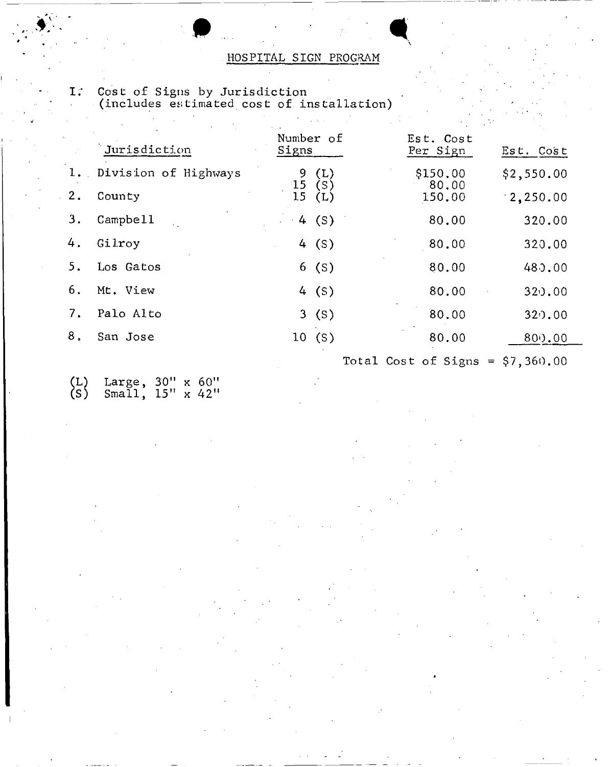# HOSPITAL SIGN PROGRAM

I. Cost of Signs by Jurisdiction
(includes estimated cost of installation)

| | Jurisdiction | Number of Signs | Est. Cost Per Sign | Est. Cost |
|---|---|---|---|---|
| 1. | Division of Highways | 9 (L)<br>15 (S) | $150.00<br>80.00 | $2,550.00 |
| 2. | County | 15 (L) | 150.00 | 2,250.00 |
| 3. | Campbell | 4 (S) | 80.00 | 320.00 |
| 4. | Gilroy | 4 (S) | 80.00 | 320.00 |
| 5. | Los Gatos | 6 (S) | 80.00 | 480.00 |
| 6. | Mt. View | 4 (S) | 80.00 | 320.00 |
| 7. | Palo Alto | 3 (S) | 80.00 | 320.00 |
| 8. | San Jose | 10 (S) | 80.00 | 800.00 |

Total Cost of Signs = $7,360.00

(L) Large, 30" x 60"
(S) Small, 15" x 42"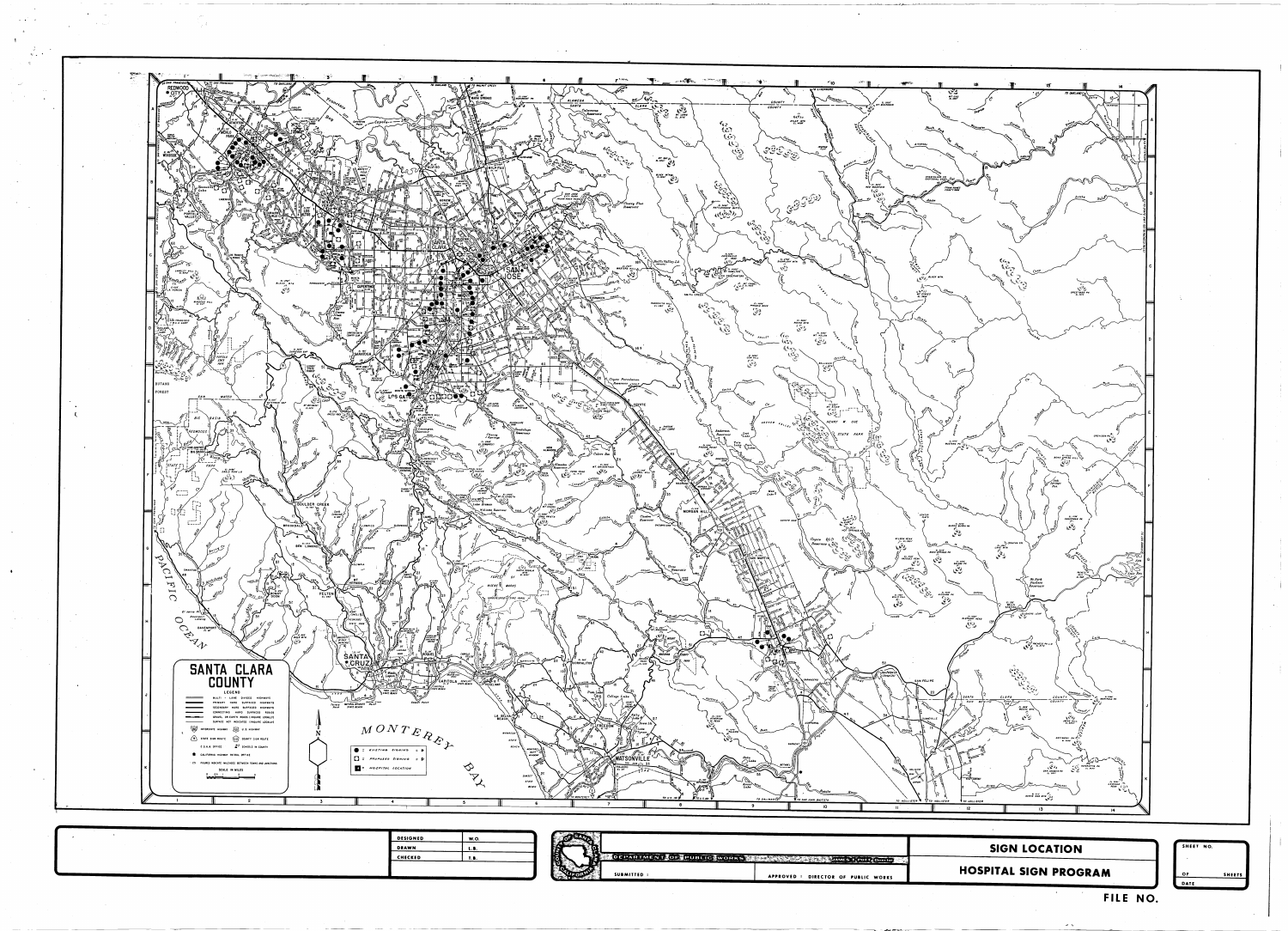# SANTA CLARA COUNTY

LEGEND

- MULTI - LANE DIVIDED HIGHWAYS
- PRIMARY HARD SURFACED HIGHWAYS
- SECONDARY HARD SURFACED HIGHWAYS
- CONNECTING HARD SURFACED ROADS
- GRAVEL OR EARTH ROADS (SHOWING GRADES)
- SURFACE NOT INDICATED (SHOWING GRADES)
- INTERSTATE HIGHWAY
- U.S. HIGHWAY
- STATE SIGN ROUTE
- COUNTY SIGN ROUTE
- C.S.A.A. OFFICE
- SCHOOLS IN COUNTY
- CALIFORNIA HIGHWAY PATROL OFFICE
- FIGURES INDICATE MILEAGES BETWEEN TOWNS AND JUNCTIONS

SCALE IN MILES

- ● EXISTING SIGNING
- □ PROPOSED SIGNING
- ▪ HOSPITAL LOCATION

PACIFIC OCEAN

MONTEREY BAY

| DESIGNED | W.O. |
| --- | --- |
| DRAWN | L.B. |
| CHECKED | T.B. |

DEPARTMENT OF PUBLIC WORKS

SUBMITTED :

APPROVED : DIRECTOR OF PUBLIC WORKS

**SIGN LOCATION**

**HOSPITAL SIGN PROGRAM**

SHEET NO.

OF SHEETS

DATE

FILE NO.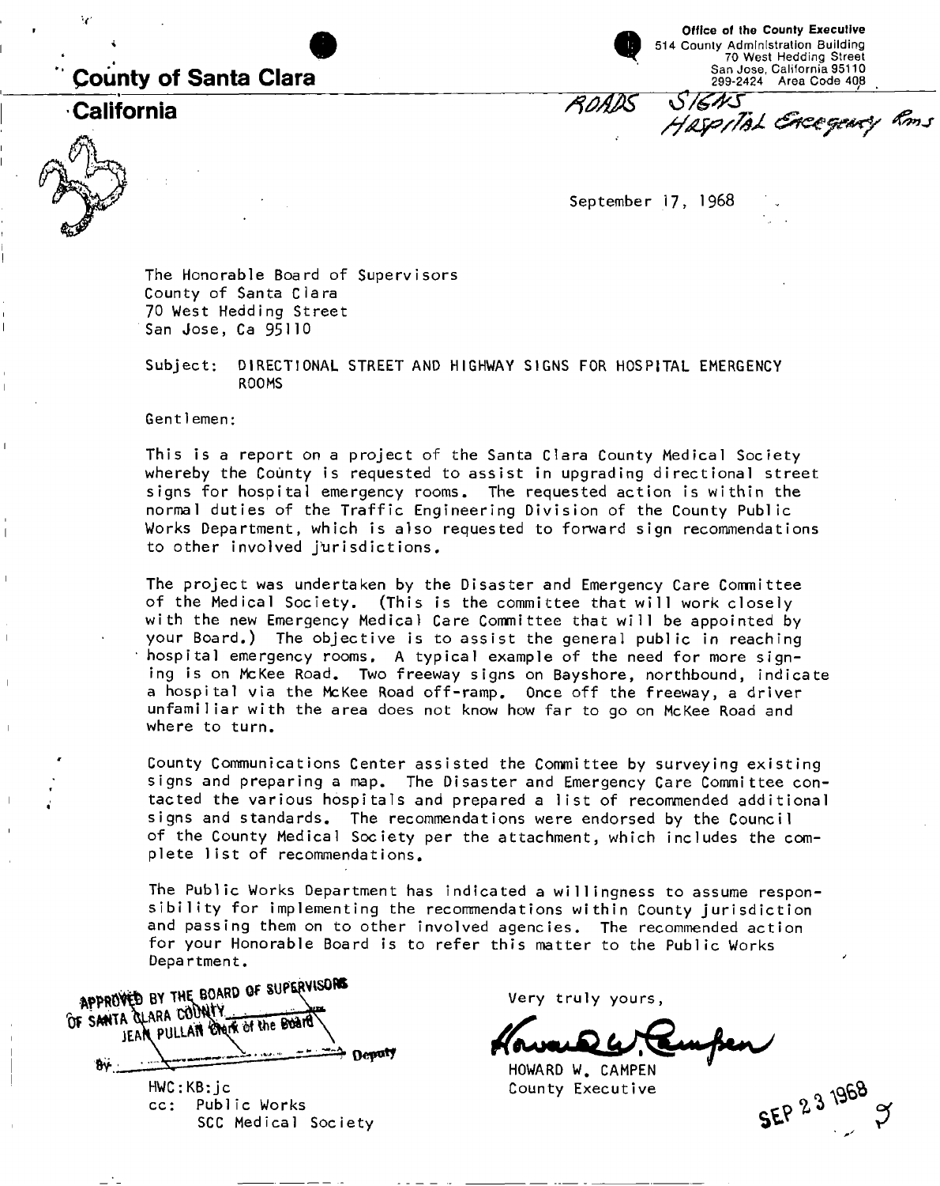**County of Santa Clara**

**California**

**Office of the County Executive**
514 County Administration Building
70 West Hedding Street
San Jose, California 95110
299-2424 Area Code 408

ROADS SIGNS
Hospital Emergency Rms

September 17, 1968

The Honorable Board of Supervisors
County of Santa Clara
70 West Hedding Street
San Jose, Ca 95110

Subject: DIRECTIONAL STREET AND HIGHWAY SIGNS FOR HOSPITAL EMERGENCY ROOMS

Gentlemen:

This is a report on a project of the Santa Clara County Medical Society whereby the County is requested to assist in upgrading directional street signs for hospital emergency rooms. The requested action is within the normal duties of the Traffic Engineering Division of the County Public Works Department, which is also requested to forward sign recommendations to other involved jurisdictions.

The project was undertaken by the Disaster and Emergency Care Committee of the Medical Society. (This is the committee that will work closely with the new Emergency Medical Care Committee that will be appointed by your Board.) The objective is to assist the general public in reaching hospital emergency rooms. A typical example of the need for more signing is on McKee Road. Two freeway signs on Bayshore, northbound, indicate a hospital via the McKee Road off-ramp. Once off the freeway, a driver unfamiliar with the area does not know how far to go on McKee Road and where to turn.

County Communications Center assisted the Committee by surveying existing signs and preparing a map. The Disaster and Emergency Care Committee contacted the various hospitals and prepared a list of recommended additional signs and standards. The recommendations were endorsed by the Council of the County Medical Society per the attachment, which includes the complete list of recommendations.

The Public Works Department has indicated a willingness to assume responsibility for implementing the recommendations within County jurisdiction and passing them on to other involved agencies. The recommended action for your Honorable Board is to refer this matter to the Public Works Department.

APPROVED BY THE BOARD OF SUPERVISORS OF SANTA CLARA COUNTY
JEAN PULLAN Clerk of the Board
By ______ Deputy

Very truly yours,

HOWARD W. CAMPEN
County Executive

HWC:KB:jc
cc: Public Works
SCC Medical Society

SEP 23 1968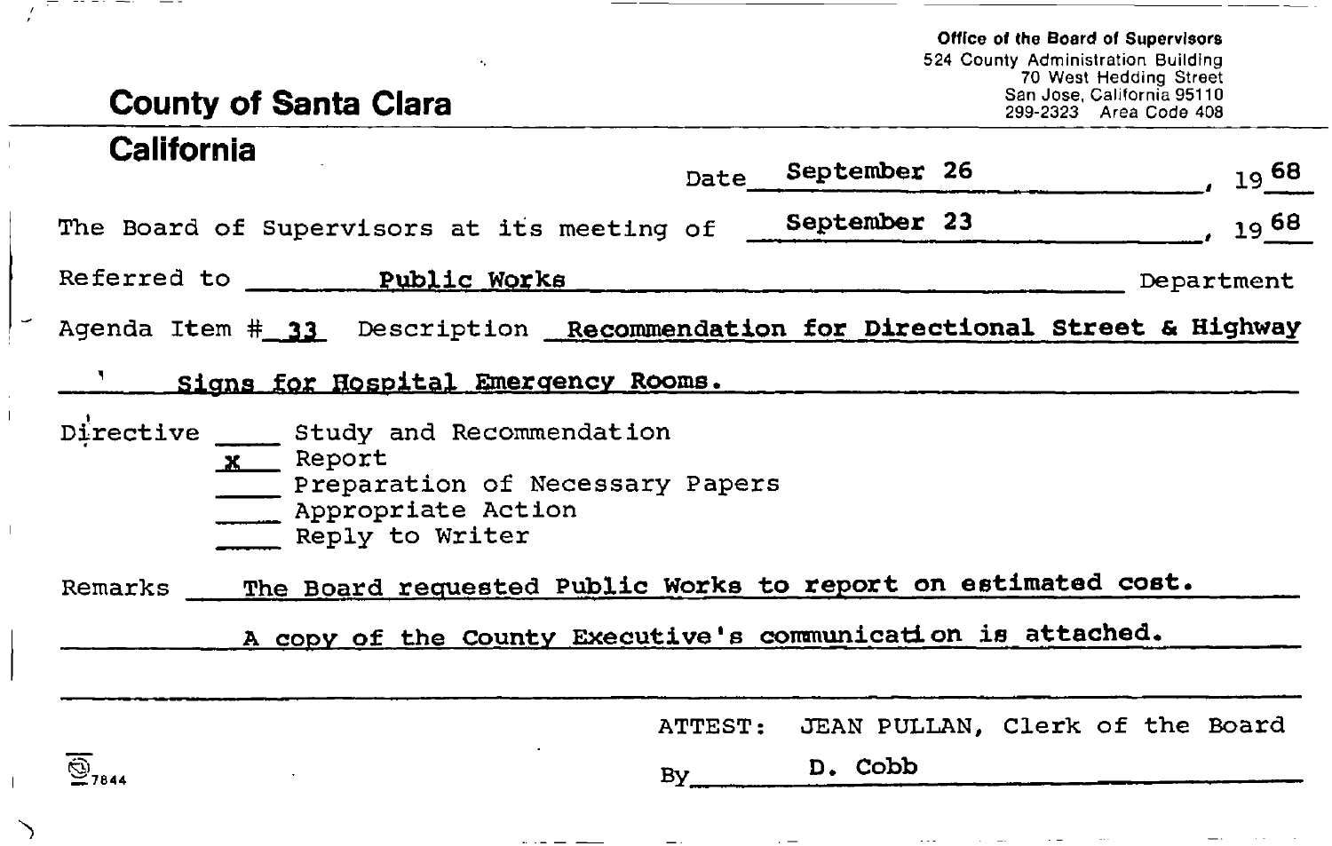**Office of the Board of Supervisors**
524 County Administration Building
70 West Hedding Street
San Jose, California 95110
299-2323 Area Code 408

# County of Santa Clara
# California

Date September 26, 1968

The Board of Supervisors at its meeting of September 23, 1968

Referred to Public Works Department

Agenda Item # 33 Description Recommendation for Directional Street & Highway Signs for Hospital Emergency Rooms.

Directive

- ____ Study and Recommendation
- x Report
- ____ Preparation of Necessary Papers
- ____ Appropriate Action
- ____ Reply to Writer

Remarks The Board requested Public Works to report on estimated cost. A copy of the County Executive's communication is attached.

ATTEST: JEAN PULLAN, Clerk of the Board

By D. Cobb

7844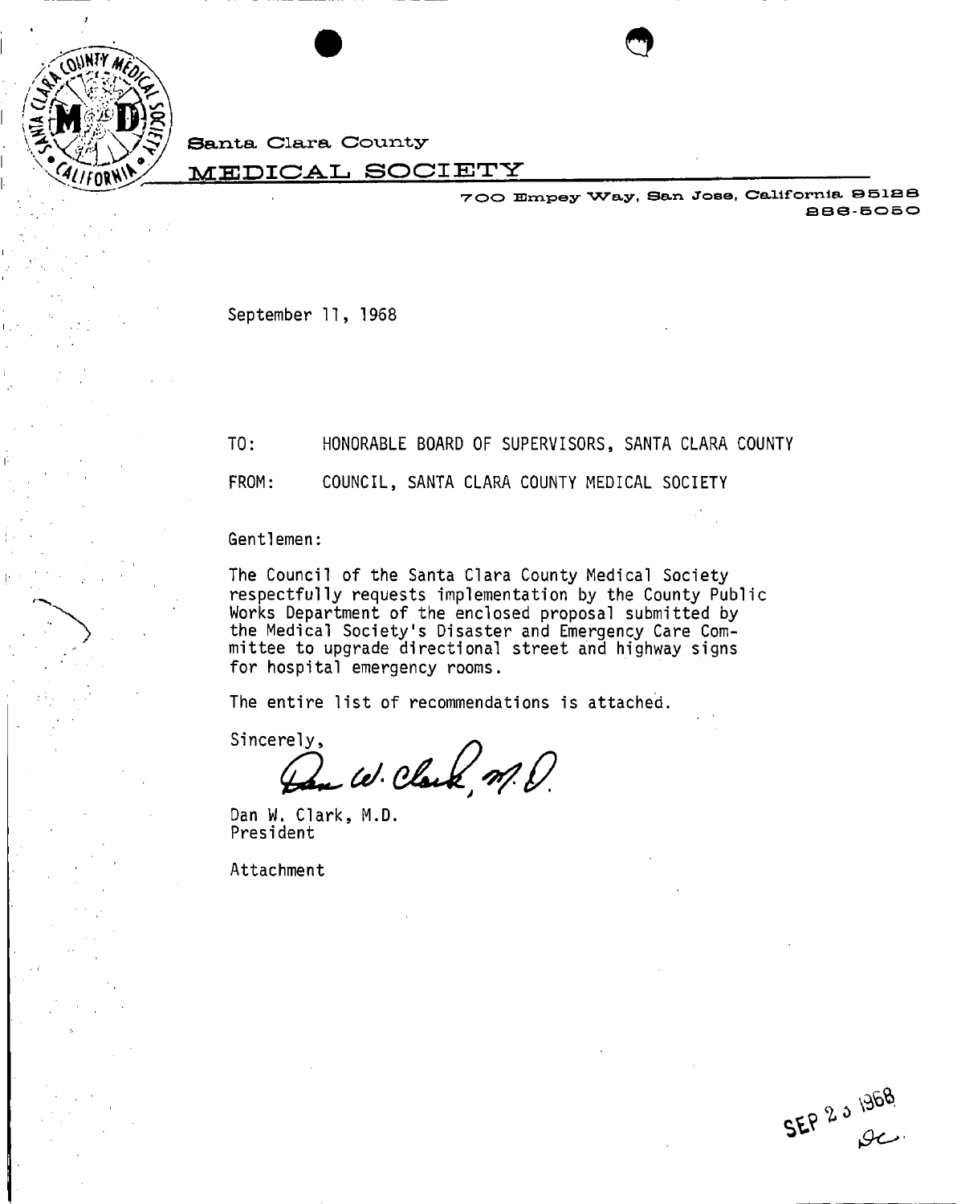Santa Clara County

**MEDICAL SOCIETY**

700 Empey Way, San Jose, California 95128
288-5050

September 11, 1968

TO: HONORABLE BOARD OF SUPERVISORS, SANTA CLARA COUNTY

FROM: COUNCIL, SANTA CLARA COUNTY MEDICAL SOCIETY

Gentlemen:

The Council of the Santa Clara County Medical Society respectfully requests implementation by the County Public Works Department of the enclosed proposal submitted by the Medical Society's Disaster and Emergency Care Committee to upgrade directional street and highway signs for hospital emergency rooms.

The entire list of recommendations is attached.

Sincerely,

Dan W. Clark, M.D.

Dan W. Clark, M.D.
President

Attachment

SEP 23 1968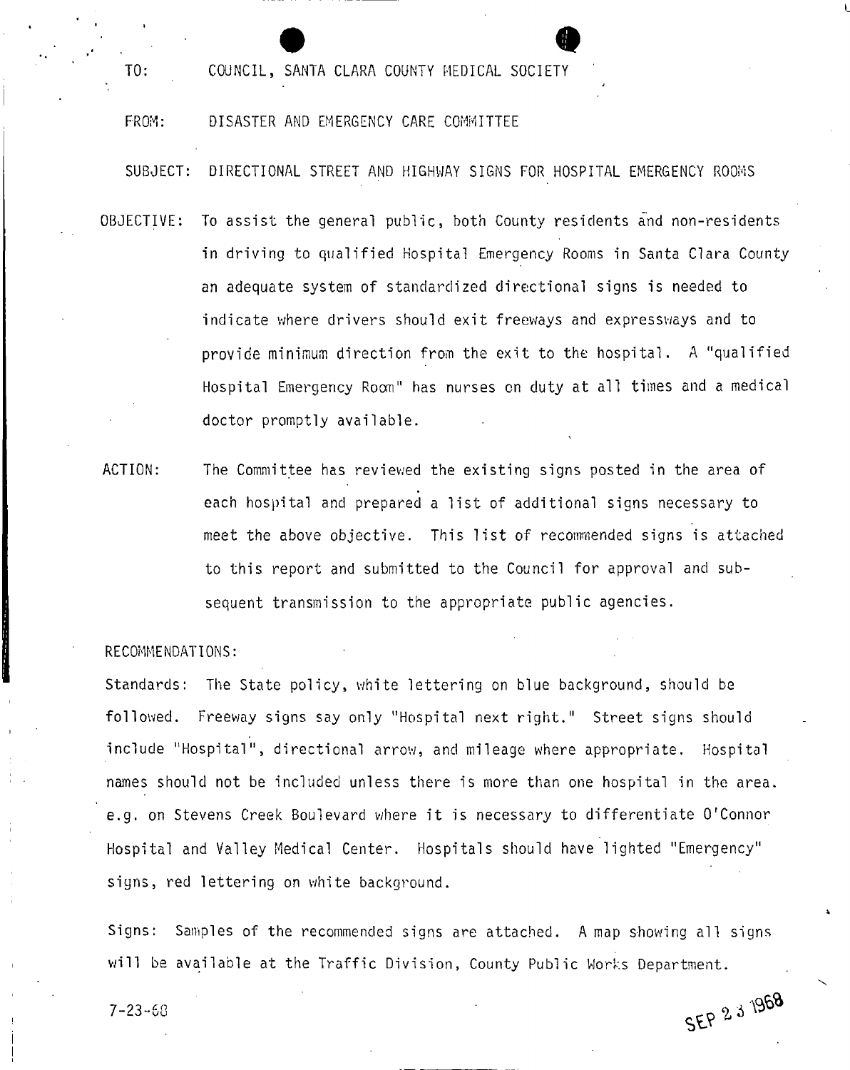TO: COUNCIL, SANTA CLARA COUNTY MEDICAL SOCIETY

FROM: DISASTER AND EMERGENCY CARE COMMITTEE

SUBJECT: DIRECTIONAL STREET AND HIGHWAY SIGNS FOR HOSPITAL EMERGENCY ROOMS

OBJECTIVE: To assist the general public, both County residents and non-residents in driving to qualified Hospital Emergency Rooms in Santa Clara County an adequate system of standardized directional signs is needed to indicate where drivers should exit freeways and expressways and to provide minimum direction from the exit to the hospital. A "qualified Hospital Emergency Room" has nurses on duty at all times and a medical doctor promptly available.

ACTION: The Committee has reviewed the existing signs posted in the area of each hospital and prepared a list of additional signs necessary to meet the above objective. This list of recommended signs is attached to this report and submitted to the Council for approval and subsequent transmission to the appropriate public agencies.

RECOMMENDATIONS:

Standards: The State policy, white lettering on blue background, should be followed. Freeway signs say only "Hospital next right." Street signs should include "Hospital", directional arrow, and mileage where appropriate. Hospital names should not be included unless there is more than one hospital in the area. e.g. on Stevens Creek Boulevard where it is necessary to differentiate O'Connor Hospital and Valley Medical Center. Hospitals should have lighted "Emergency" signs, red lettering on white background.

Signs: Samples of the recommended signs are attached. A map showing all signs will be available at the Traffic Division, County Public Works Department.

7-23-68

SEP 23 1968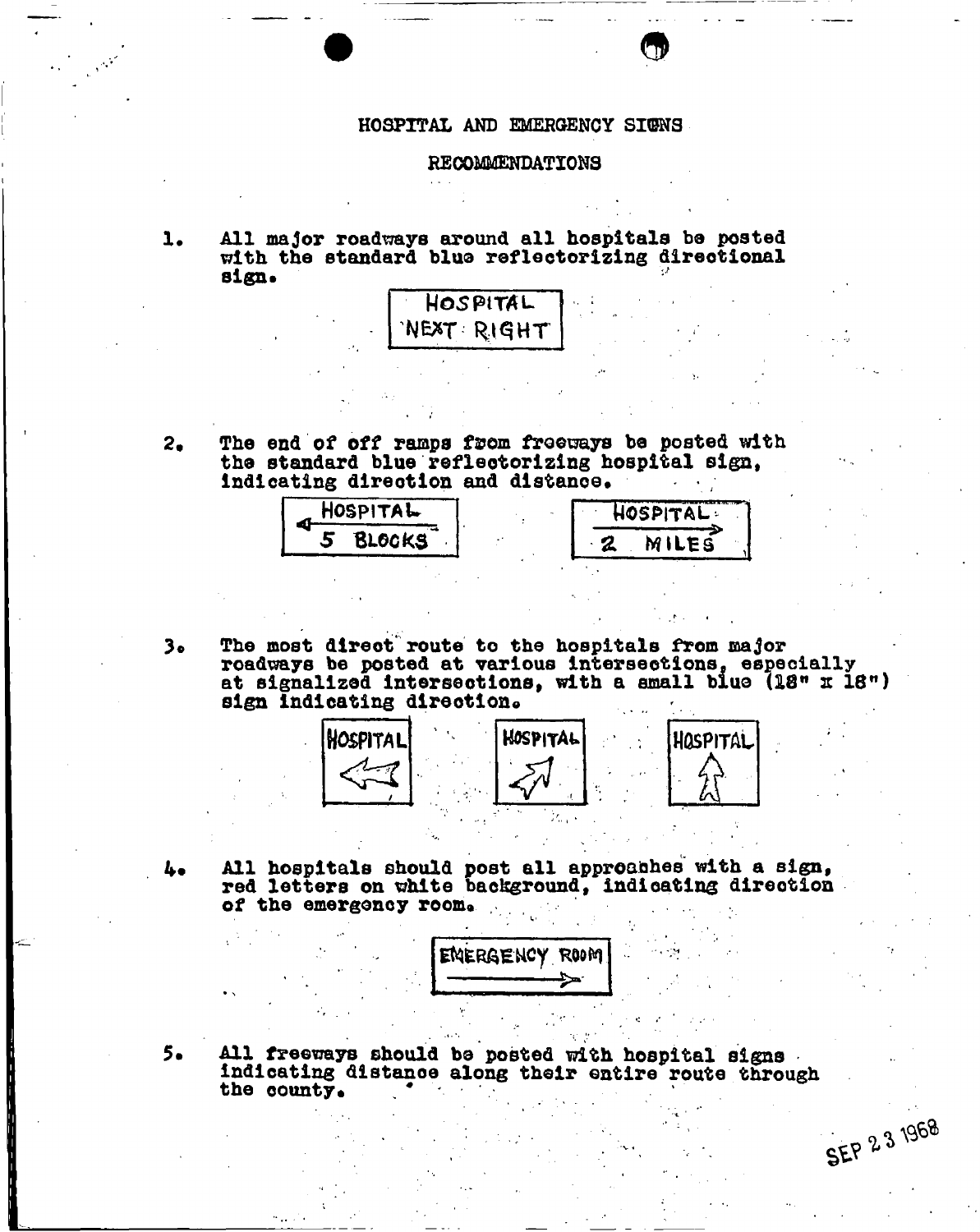# HOSPITAL AND EMERGENCY SIGNS

## RECOMMENDATIONS

1. All major roadways around all hospitals be posted with the standard blue reflectorizing directional sign.

   HOSPITAL
   NEXT RIGHT

2. The end of off ramps from freeways be posted with the standard blue reflectorizing hospital sign, indicating direction and distance.

   HOSPITAL ← 5 BLOCKS

   HOSPITAL → 2 MILES

3. The most direct route to the hospitals from major roadways be posted at various intersections, especially at signalized intersections, with a small blue (18" x 18") sign indicating direction.

   HOSPITAL ←

   HOSPITAL ↙

   HOSPITAL ↑

4. All hospitals should post all approaches with a sign, red letters on white background, indicating direction of the emergency room.

   EMERGENCY ROOM →

5. All freeways should be posted with hospital signs indicating distance along their entire route through the county.

SEP 23 1968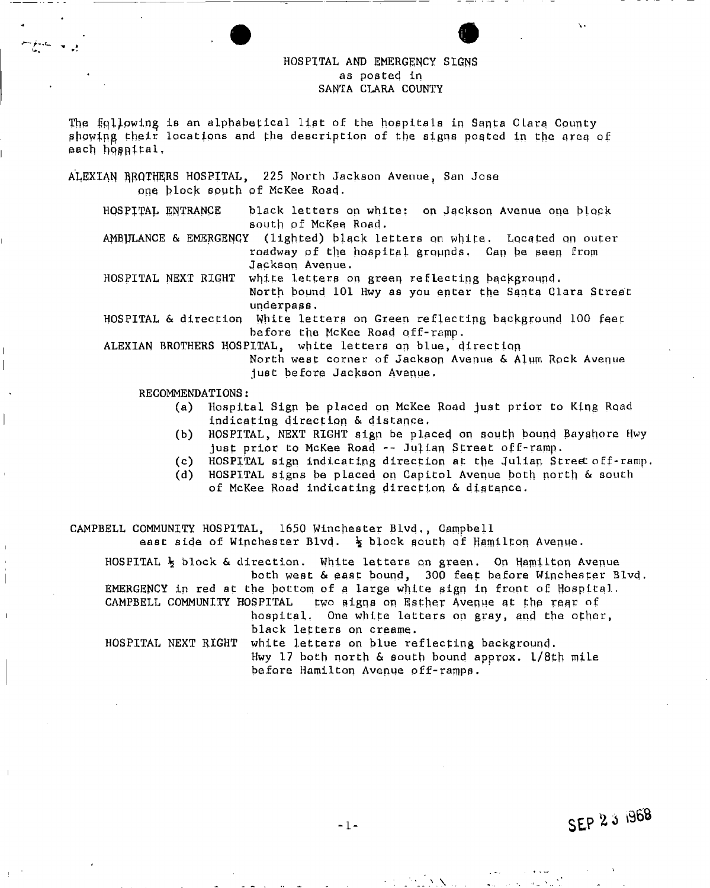# HOSPITAL AND EMERGENCY SIGNS
as posted in
SANTA CLARA COUNTY

The following is an alphabetical list of the hospitals in Santa Clara County showing their locations and the description of the signs posted in the area of each hospital.

ALEXIAN BROTHERS HOSPITAL, 225 North Jackson Avenue, San Jose
one block south of McKee Road.

HOSPITAL ENTRANCE — black letters on white: on Jackson Avenue one block south of McKee Road.

AMBULANCE & EMERGENCY (lighted) black letters on white. Located on outer roadway of the hospital grounds. Can be seen from Jackson Avenue.

HOSPITAL NEXT RIGHT — white letters on green reflecting background. North bound 101 Hwy as you enter the Santa Clara Street underpass.

HOSPITAL & direction — White letters on Green reflecting background 100 feet before the McKee Road off-ramp.

ALEXIAN BROTHERS HOSPITAL, white letters on blue, direction North west corner of Jackson Avenue & Alum Rock Avenue just before Jackson Avenue.

RECOMMENDATIONS:

(a) Hospital Sign be placed on McKee Road just prior to King Road indicating direction & distance.
(b) HOSPITAL, NEXT RIGHT sign be placed on south bound Bayshore Hwy just prior to McKee Road -- Julian Street off-ramp.
(c) HOSPITAL sign indicating direction at the Julian Street off-ramp.
(d) HOSPITAL signs be placed on Capitol Avenue both north & south of McKee Road indicating direction & distance.

CAMPBELL COMMUNITY HOSPITAL, 1650 Winchester Blvd., Campbell
east side of Winchester Blvd. ½ block south of Hamilton Avenue.

HOSPITAL ½ block & direction. White letters on green. On Hamilton Avenue both west & east bound, 300 feet before Winchester Blvd.

EMERGENCY in red at the bottom of a large white sign in front of Hospital.

CAMPBELL COMMUNITY HOSPITAL — two signs on Esther Avenue at the rear of hospital. One white letters on gray, and the other, black letters on creame.

HOSPITAL NEXT RIGHT — white letters on blue reflecting background. Hwy 17 both north & south bound approx. 1/8th mile before Hamilton Avenue off-ramps.

SEP 23 1968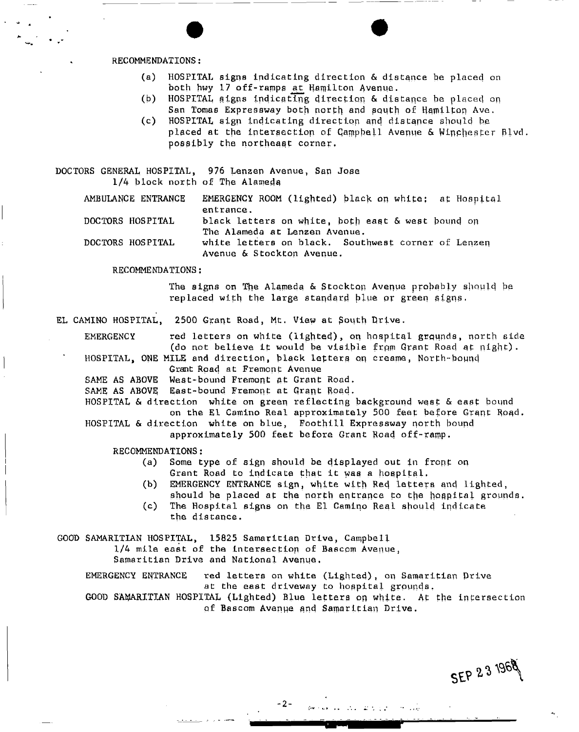RECOMMENDATIONS:

(a) HOSPITAL signs indicating direction & distance be placed on both hwy 17 off-ramps at Hamilton Avenue.

(b) HOSPITAL signs indicating direction & distance be placed on San Tomas Expressway both north and south of Hamilton Ave.

(c) HOSPITAL sign indicating direction and distance should be placed at the intersection of Campbell Avenue & Winchester Blvd. possibly the northeast corner.

DOCTORS GENERAL HOSPITAL, 976 Lenzen Avenue, San Jose
1/4 block north of The Alameda

AMBULANCE ENTRANCE — EMERGENCY ROOM (lighted) black on white; at Hospital entrance.

DOCTORS HOSPITAL — black letters on white, both east & west bound on The Alameda at Lenzen Avenue.

DOCTORS HOSPITAL — white letters on black. Southwest corner of Lenzen Avenue & Stockton Avenue.

RECOMMENDATIONS:

The signs on The Alameda & Stockton Avenue probably should be replaced with the large standard blue or green signs.

EL CAMINO HOSPITAL, 2500 Grant Road, Mt. View at South Drive.

EMERGENCY — red letters on white (lighted), on hospital grounds, north side (do not believe it would be visible from Grant Road at night).

HOSPITAL, ONE MILE and direction, black letters on creame, North-bound Grant Road at Fremont Avenue

SAME AS ABOVE — West-bound Fremont at Grant Road.

SAME AS ABOVE — East-bound Fremont at Grant Road.

HOSPITAL & direction — white on green reflecting background west & east bound on the El Camino Real approximately 500 feet before Grant Road.

HOSPITAL & direction — white on blue, Foothill Expressway north bound approximately 500 feet before Grant Road off-ramp.

RECOMMENDATIONS:

(a) Some type of sign should be displayed out in front on Grant Road to indicate that it was a hospital.

(b) EMERGENCY ENTRANCE sign, white with Red letters and lighted, should be placed at the north entrance to the hospital grounds.

(c) The Hospital signs on the El Camino Real should indicate the distance.

GOOD SAMARITIAN HOSPITAL, 15825 Samaritian Drive, Campbell
1/4 mile east of the intersection of Bascom Avenue, Samaritian Drive and National Avenue.

EMERGENCY ENTRANCE — red letters on white (Lighted), on Samaritian Drive at the east driveway to hospital grounds.

GOOD SAMARITIAN HOSPITAL (Lighted) Blue letters on white. At the intersection of Bascom Avenue and Samaritian Drive.

SEP 23 1968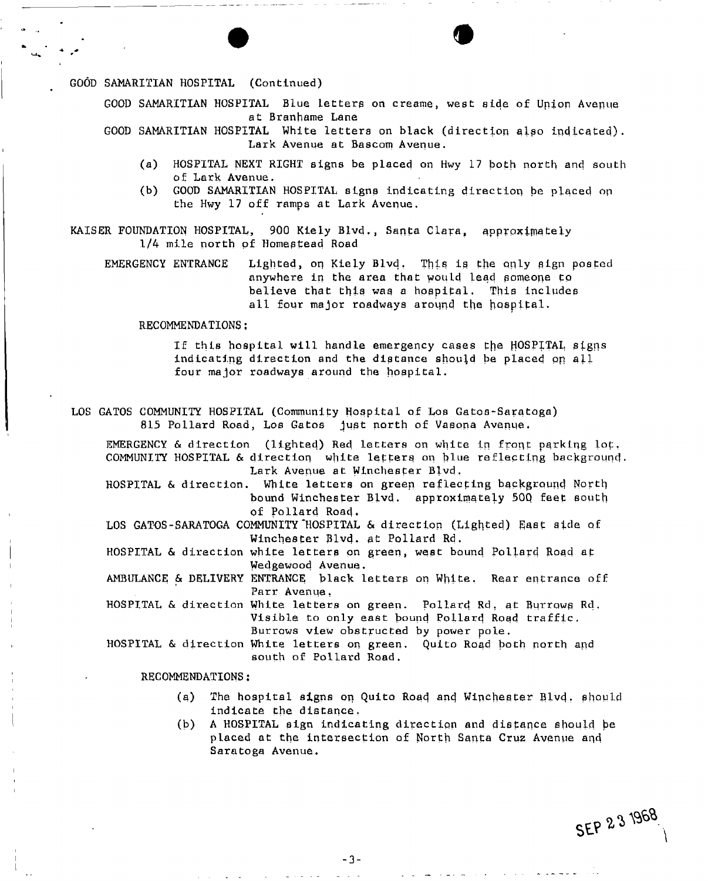GOOD SAMARITIAN HOSPITAL (Continued)

GOOD SAMARITIAN HOSPITAL Blue letters on creame, west side of Union Avenue at Branhame Lane

GOOD SAMARITIAN HOSPITAL White letters on black (direction also indicated). Lark Avenue at Bascom Avenue.

(a) HOSPITAL NEXT RIGHT signs be placed on Hwy 17 both north and south of Lark Avenue.

(b) GOOD SAMARITIAN HOSPITAL signs indicating direction be placed on the Hwy 17 off ramps at Lark Avenue.

KAISER FOUNDATION HOSPITAL, 900 Kiely Blvd., Santa Clara, approximately 1/4 mile north of Homestead Road

EMERGENCY ENTRANCE Lighted, on Kiely Blvd. This is the only sign posted anywhere in the area that would lead someone to believe that this was a hospital. This includes all four major roadways around the hospital.

RECOMMENDATIONS:

If this hospital will handle emergency cases the HOSPITAL signs indicating direction and the distance should be placed on all four major roadways around the hospital.

LOS GATOS COMMUNITY HOSPITAL (Community Hospital of Los Gatos-Saratoga) 815 Pollard Road, Los Gatos just north of Vasona Avenue.

EMERGENCY & direction (lighted) Red letters on white in front parking lot.

COMMUNITY HOSPITAL & direction white letters on blue reflecting background. Lark Avenue at Winchester Blvd.

HOSPITAL & direction. White letters on green reflecting background North bound Winchester Blvd. approximately 500 feet south of Pollard Road.

LOS GATOS-SARATOGA COMMUNITY HOSPITAL & direction (Lighted) East side of Winchester Blvd. at Pollard Rd.

HOSPITAL & direction white letters on green, west bound Pollard Road at Wedgewood Avenue.

AMBULANCE & DELIVERY ENTRANCE black letters on White. Rear entrance off Parr Avenue.

HOSPITAL & direction White letters on green. Pollard Rd. at Burrows Rd. Visible to only east bound Pollard Road traffic. Burrows view obstructed by power pole.

HOSPITAL & direction White letters on green. Quito Road both north and south of Pollard Road.

RECOMMENDATIONS:

(a) The hospital signs on Quito Road and Winchester Blvd. should indicate the distance.

(b) A HOSPITAL sign indicating direction and distance should be placed at the intersection of North Santa Cruz Avenue and Saratoga Avenue.

SEP 23 1968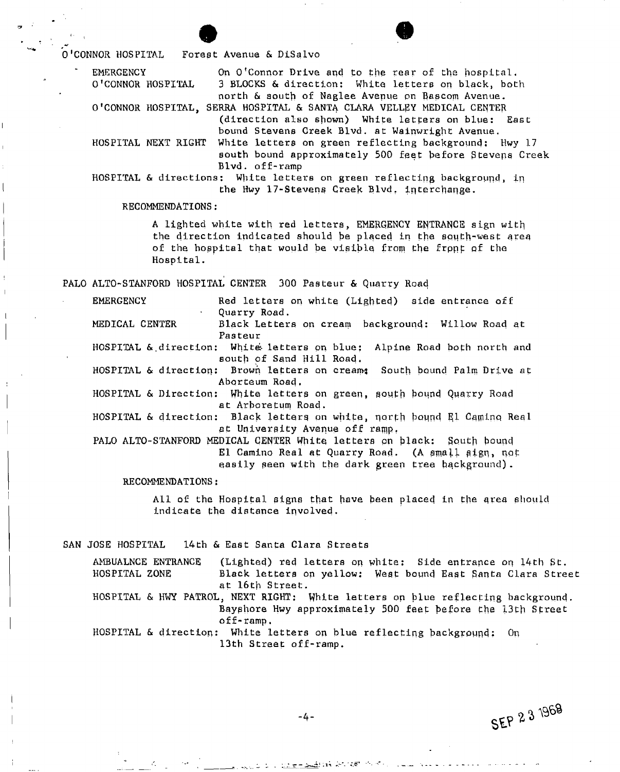O'CONNOR HOSPITAL  Forest Avenue & DiSalvo

- **EMERGENCY** — On O'Connor Drive and to the rear of the hospital.
- **O'CONNOR HOSPITAL** — 3 BLOCKS & direction: White letters on black, both north & south of Naglee Avenue on Bascom Avenue.
- **O'CONNOR HOSPITAL, SERRA HOSPITAL & SANTA CLARA VELLEY MEDICAL CENTER** (direction also shown) White letters on blue: East bound Stevens Creek Blvd. at Wainwright Avenue.
- **HOSPITAL NEXT RIGHT** — White letters on green reflecting background: Hwy 17 south bound approximately 500 feet before Stevens Creek Blvd. off-ramp
- **HOSPITAL & directions:** White letters on green reflecting background, in the Hwy 17-Stevens Creek Blvd. interchange.

RECOMMENDATIONS:

A lighted white with red letters, EMERGENCY ENTRANCE sign with the direction indicated should be placed in the south-west area of the hospital that would be visible from the front of the Hospital.

PALO ALTO-STANFORD HOSPITAL CENTER  300 Pasteur & Quarry Road

- **EMERGENCY** — Red letters on white (Lighted) side entrance off Quarry Road.
- **MEDICAL CENTER** — Black Letters on cream background: Willow Road at Pasteur
- **HOSPITAL & direction:** White letters on blue: Alpine Road both north and south of Sand Hill Road.
- **HOSPITAL & direction:** Brown letters on cream: South bound Palm Drive at Aborteum Road.
- **HOSPITAL & Direction:** White letters on green, south bound Quarry Road at Arboretum Road.
- **HOSPITAL & direction:** Black letters on white, north bound El Camino Real at University Avenue off ramp.
- **PALO ALTO-STANFORD MEDICAL CENTER** White letters on black: South bound El Camino Real at Quarry Road. (A small sign, not easily seen with the dark green tree background).

RECOMMENDATIONS:

All of the Hospital signs that have been placed in the area should indicate the distance involved.

SAN JOSE HOSPITAL  14th & East Santa Clara Streets

- **AMBUALNCE ENTRANCE** — (Lighted) red letters on white: Side entrance on 14th St.
- **HOSPITAL ZONE** — Black letters on yellow: West bound East Santa Clara Street at 16th Street.
- **HOSPITAL & HWY PATROL, NEXT RIGHT:** White letters on blue reflecting background. Bayshore Hwy approximately 500 feet before the 13th Street off-ramp.
- **HOSPITAL & direction:** White letters on blue reflecting background: On 13th Street off-ramp.

SEP 23 1968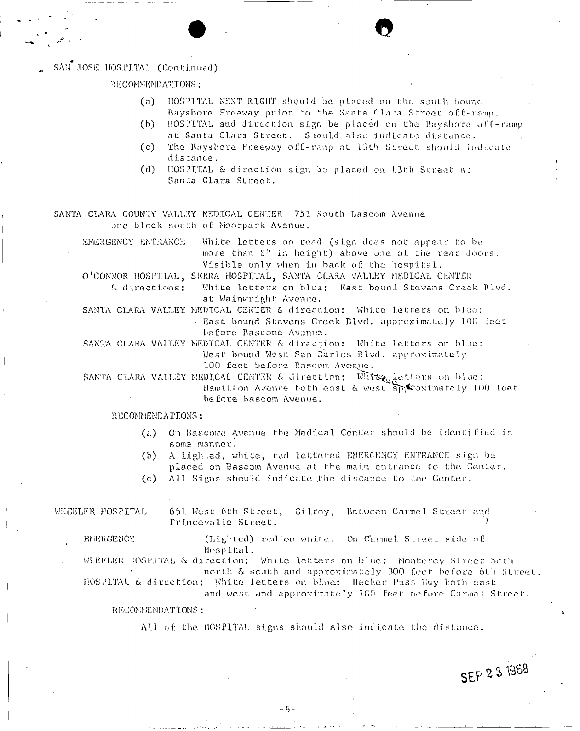SAN JOSE HOSPITAL (Continued)

RECOMMENDATIONS:

(a) HOSPITAL NEXT RIGHT should be placed on the south bound Bayshore Freeway prior to the Santa Clara Street off-ramp.
(b) HOSPITAL and direction sign be placed on the Bayshore off-ramp at Santa Clara Street. Should also indicate distance.
(c) The Bayshore Freeway off-ramp at 13th Street should indicate distance.
(d) HOSPITAL & direction sign be placed on 13th Street at Santa Clara Street.

SANTA CLARA COUNTY VALLEY MEDICAL CENTER 751 South Bascom Avenue one block south of Moorpark Avenue.

EMERGENCY ENTRANCE White letters on read (sign does not appear to be more than 8" in height) above one of the rear doors. Visible only when in back of the hospital.

O'CONNOR HOSPITAL, SERRA HOSPITAL, SANTA CLARA VALLEY MEDICAL CENTER & directions: White letters on blue: East bound Stevens Creek Blvd. at Wainwright Avenue.

SANTA CLARA VALLEY MEDICAL CENTER & direction: White letters on blue: East bound Stevens Creek Blvd. approximately 100 feet before Bascone Avenue.

SANTA CLARA VALLEY MEDICAL CENTER & direction: White letters on blue: West bound West San Carlos Blvd. approximately 100 feet before Bascom Avenue.

SANTA CLARA VALLEY MEDICAL CENTER & direction: White letters on blue: Hamilton Avenue both east & west approximately 100 feet before Bascom Avenue.

RECOMMENDATIONS:

(a) On Bascome Avenue the Medical Center should be identified in some manner.
(b) A lighted, white, red lettered EMERGENCY ENTRANCE sign be placed on Bascom Avenue at the main entrance to the Center.
(c) All Signs should indicate the distance to the Center.

WHEELER HOSPITAL 651 West 6th Street, Gilroy, Between Carmel Street and Princevalle Street.

EMERGENCY (Lighted) red on white. On Carmel Street side of Hospital.

WHEELER HOSPITAL & direction: White letters on blue: Monterey Street both north & south and approximately 300 feet before 6th Street.

HOSPITAL & direction: White letters on blue: Hecker Pass Hwy both east and west and approximately 100 feet before Carmel Street.

RECOMMENDATIONS:

All of the HOSPITAL signs should also indicate the distance.

SEP 23 1968